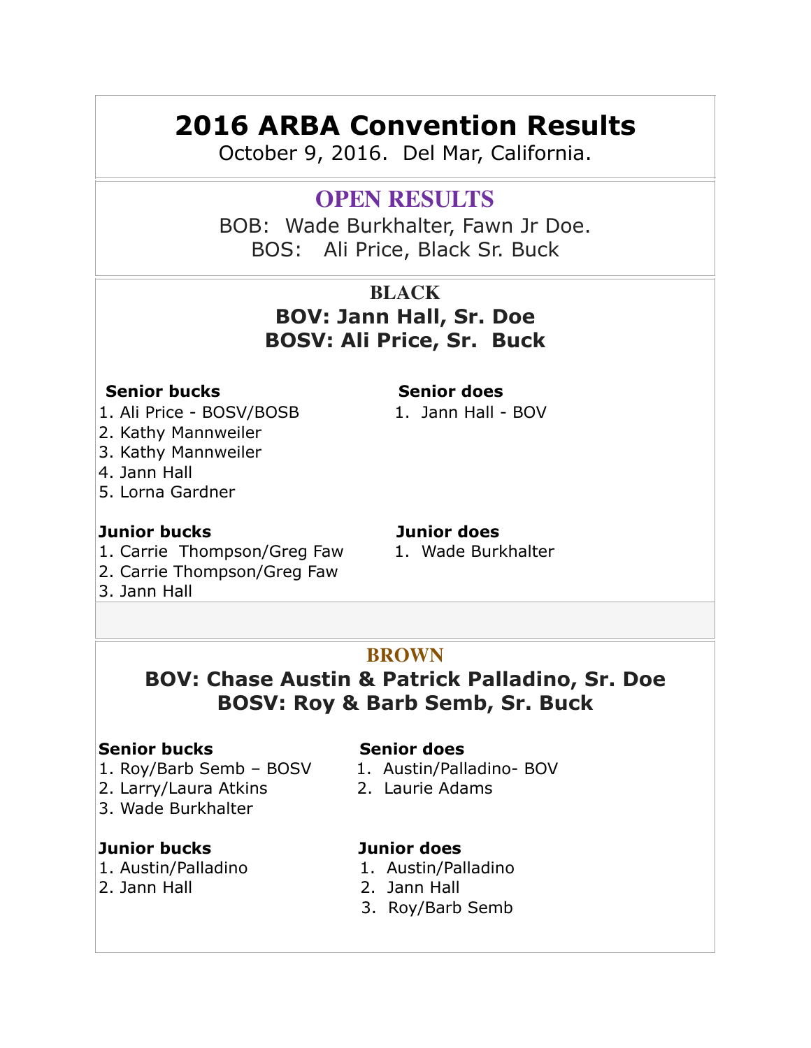# 2016 ARBA Convention Results

October 9, 2016. Del Mar, California.

## OPEN RESULTS

BOB: Wade Burkhalter, Fawn Jr Doe.
BOS: Ali Price, Black Sr. Buck

## BLACK

**BOV: Jann Hall, Sr. Doe**
**BOSV: Ali Price, Sr. Buck**

**Senior bucks**

1. Ali Price - BOSV/BOSB
2. Kathy Mannweiler
3. Kathy Mannweiler
4. Jann Hall
5. Lorna Gardner

**Senior does**

1. Jann Hall - BOV

**Junior bucks**

1. Carrie Thompson/Greg Faw
2. Carrie Thompson/Greg Faw
3. Jann Hall

**Junior does**

1. Wade Burkhalter

## BROWN

**BOV: Chase Austin & Patrick Palladino, Sr. Doe**
**BOSV: Roy & Barb Semb, Sr. Buck**

**Senior bucks**

1. Roy/Barb Semb – BOSV
2. Larry/Laura Atkins
3. Wade Burkhalter

**Senior does**

1. Austin/Palladino- BOV
2. Laurie Adams

**Junior bucks**

1. Austin/Palladino
2. Jann Hall

**Junior does**

1. Austin/Palladino
2. Jann Hall
3. Roy/Barb Semb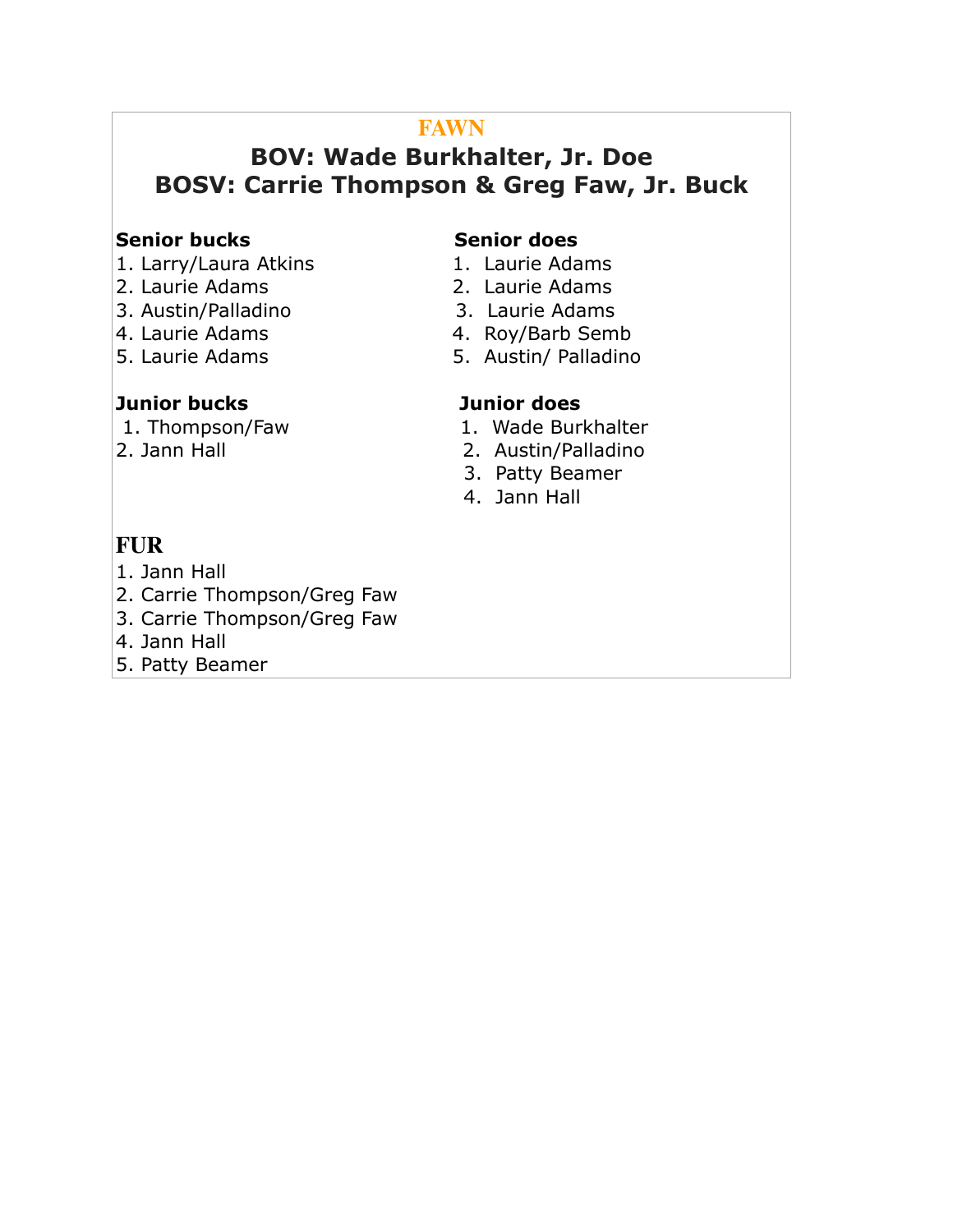# FAWN

## BOV: Wade Burkhalter, Jr. Doe
## BOSV: Carrie Thompson & Greg Faw, Jr. Buck

**Senior bucks**

1. Larry/Laura Atkins
2. Laurie Adams
3. Austin/Palladino
4. Laurie Adams
5. Laurie Adams

**Senior does**

1. Laurie Adams
2. Laurie Adams
3. Laurie Adams
4. Roy/Barb Semb
5. Austin/ Palladino

**Junior bucks**

1. Thompson/Faw
2. Jann Hall

**Junior does**

1. Wade Burkhalter
2. Austin/Palladino
3. Patty Beamer
4. Jann Hall

## FUR

1. Jann Hall
2. Carrie Thompson/Greg Faw
3. Carrie Thompson/Greg Faw
4. Jann Hall
5. Patty Beamer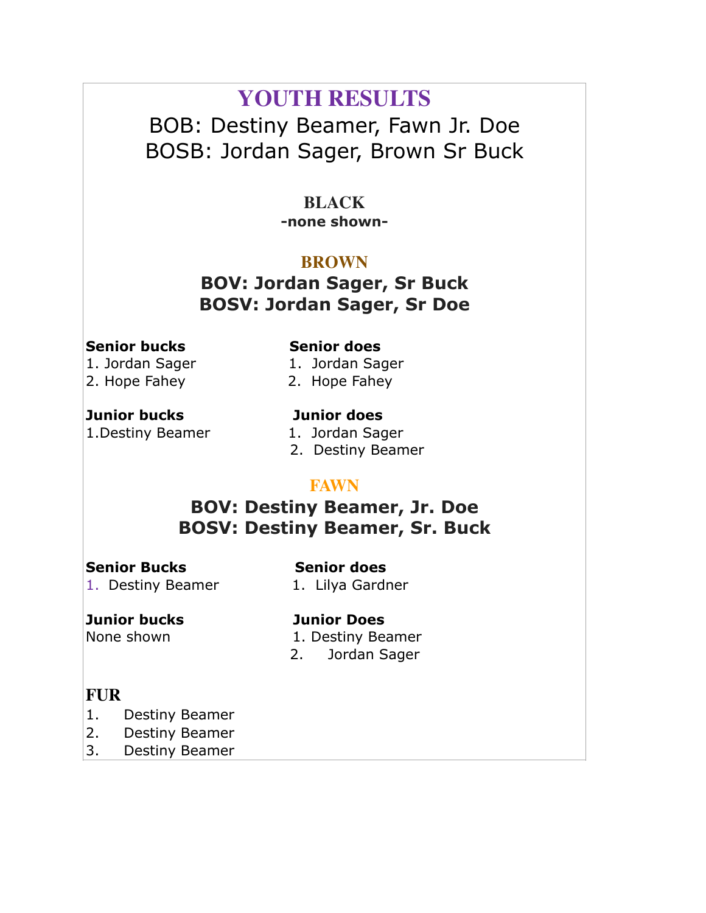# YOUTH RESULTS

BOB: Destiny Beamer, Fawn Jr. Doe
BOSB: Jordan Sager, Brown Sr Buck

## BLACK

**-none shown-**

## BROWN

**BOV: Jordan Sager, Sr Buck**
**BOSV: Jordan Sager, Sr Doe**

**Senior bucks**
1. Jordan Sager
2. Hope Fahey

**Senior does**
1. Jordan Sager
2. Hope Fahey

**Junior bucks**
1. Destiny Beamer

**Junior does**
1. Jordan Sager
2. Destiny Beamer

## FAWN

**BOV: Destiny Beamer, Jr. Doe**
**BOSV: Destiny Beamer, Sr. Buck**

**Senior Bucks**
1. Destiny Beamer

**Senior does**
1. Lilya Gardner

**Junior bucks**
None shown

**Junior Does**
1. Destiny Beamer
2. Jordan Sager

## FUR

1. Destiny Beamer
2. Destiny Beamer
3. Destiny Beamer